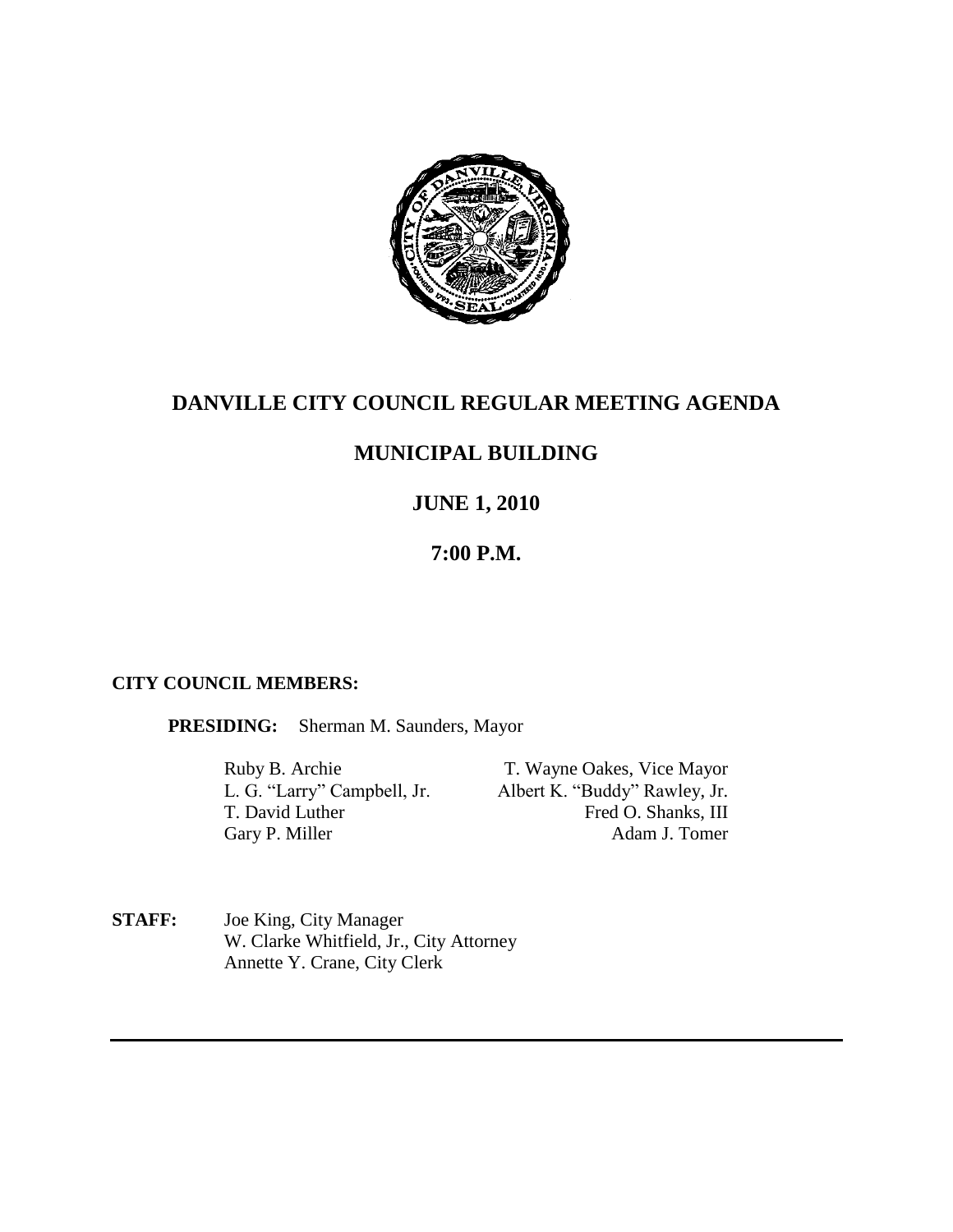# DANVILLE CITY COUNCIL REGULAR MEETING AGENDA

## MUNICIPAL BUILDING

## JUNE 1, 2010

## 7:00 P.M.

**CITY COUNCIL MEMBERS:**

**PRESIDING:** Sherman M. Saunders, Mayor

| | |
|---|---|
| Ruby B. Archie | T. Wayne Oakes, Vice Mayor |
| L. G. "Larry" Campbell, Jr. | Albert K. "Buddy" Rawley, Jr. |
| T. David Luther | Fred O. Shanks, III |
| Gary P. Miller | Adam J. Tomer |

**STAFF:** Joe King, City Manager
W. Clarke Whitfield, Jr., City Attorney
Annette Y. Crane, City Clerk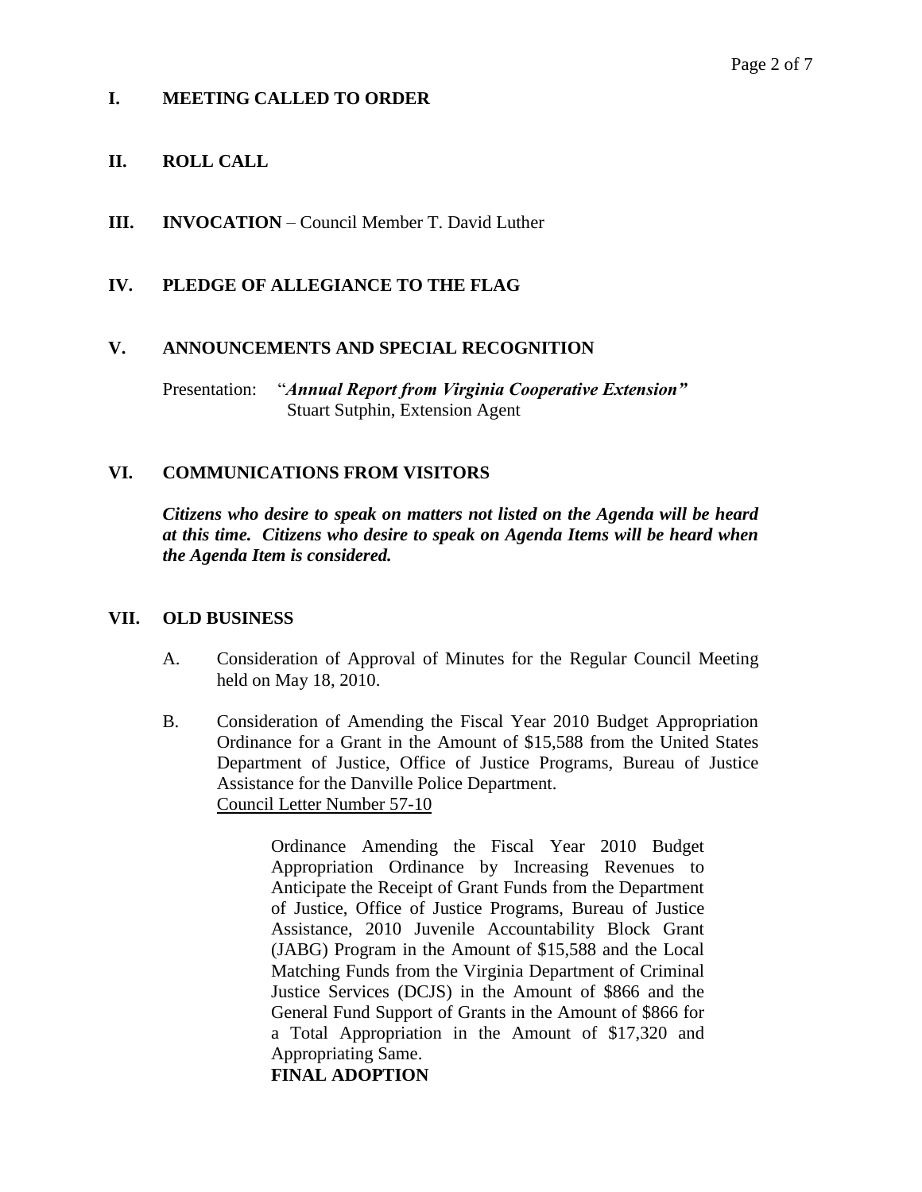## I. MEETING CALLED TO ORDER

## II. ROLL CALL

## III. INVOCATION – Council Member T. David Luther

## IV. PLEDGE OF ALLEGIANCE TO THE FLAG

## V. ANNOUNCEMENTS AND SPECIAL RECOGNITION

Presentation: "***Annual Report from Virginia Cooperative Extension***"
Stuart Sutphin, Extension Agent

## VI. COMMUNICATIONS FROM VISITORS

***Citizens who desire to speak on matters not listed on the Agenda will be heard at this time. Citizens who desire to speak on Agenda Items will be heard when the Agenda Item is considered.***

## VII. OLD BUSINESS

A. Consideration of Approval of Minutes for the Regular Council Meeting held on May 18, 2010.

B. Consideration of Amending the Fiscal Year 2010 Budget Appropriation Ordinance for a Grant in the Amount of $15,588 from the United States Department of Justice, Office of Justice Programs, Bureau of Justice Assistance for the Danville Police Department.
Council Letter Number 57-10

> Ordinance Amending the Fiscal Year 2010 Budget Appropriation Ordinance by Increasing Revenues to Anticipate the Receipt of Grant Funds from the Department of Justice, Office of Justice Programs, Bureau of Justice Assistance, 2010 Juvenile Accountability Block Grant (JABG) Program in the Amount of $15,588 and the Local Matching Funds from the Virginia Department of Criminal Justice Services (DCJS) in the Amount of $866 and the General Fund Support of Grants in the Amount of $866 for a Total Appropriation in the Amount of $17,320 and Appropriating Same.
> **FINAL ADOPTION**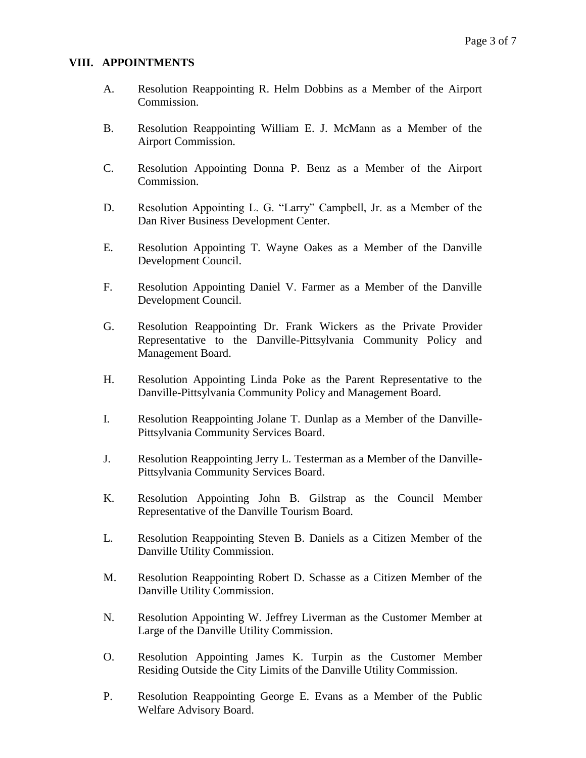## VIII. APPOINTMENTS

A. Resolution Reappointing R. Helm Dobbins as a Member of the Airport Commission.

B. Resolution Reappointing William E. J. McMann as a Member of the Airport Commission.

C. Resolution Appointing Donna P. Benz as a Member of the Airport Commission.

D. Resolution Appointing L. G. "Larry" Campbell, Jr. as a Member of the Dan River Business Development Center.

E. Resolution Appointing T. Wayne Oakes as a Member of the Danville Development Council.

F. Resolution Appointing Daniel V. Farmer as a Member of the Danville Development Council.

G. Resolution Reappointing Dr. Frank Wickers as the Private Provider Representative to the Danville-Pittsylvania Community Policy and Management Board.

H. Resolution Appointing Linda Poke as the Parent Representative to the Danville-Pittsylvania Community Policy and Management Board.

I. Resolution Reappointing Jolane T. Dunlap as a Member of the Danville-Pittsylvania Community Services Board.

J. Resolution Reappointing Jerry L. Testerman as a Member of the Danville-Pittsylvania Community Services Board.

K. Resolution Appointing John B. Gilstrap as the Council Member Representative of the Danville Tourism Board.

L. Resolution Reappointing Steven B. Daniels as a Citizen Member of the Danville Utility Commission.

M. Resolution Reappointing Robert D. Schasse as a Citizen Member of the Danville Utility Commission.

N. Resolution Appointing W. Jeffrey Liverman as the Customer Member at Large of the Danville Utility Commission.

O. Resolution Appointing James K. Turpin as the Customer Member Residing Outside the City Limits of the Danville Utility Commission.

P. Resolution Reappointing George E. Evans as a Member of the Public Welfare Advisory Board.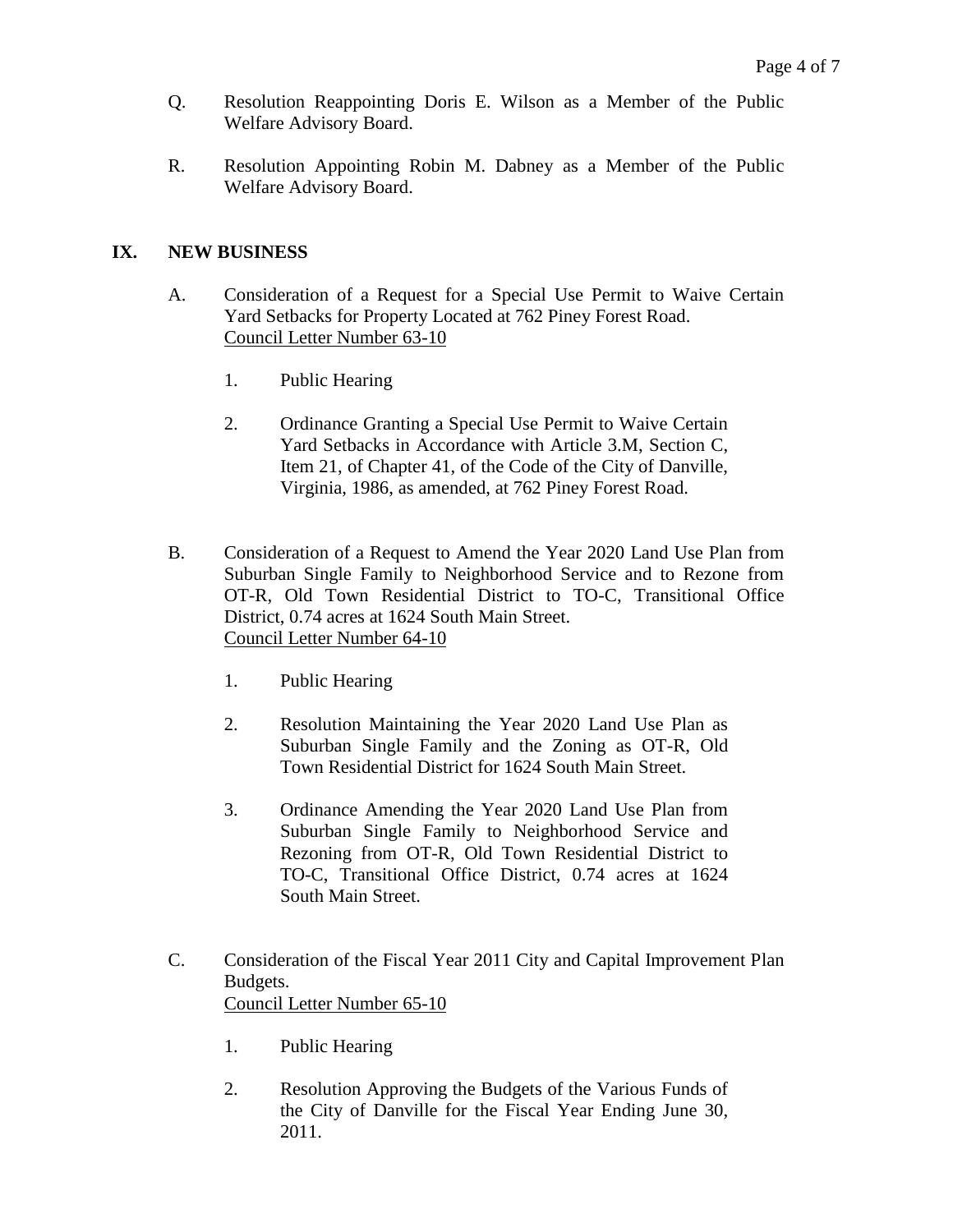Q. Resolution Reappointing Doris E. Wilson as a Member of the Public Welfare Advisory Board.

R. Resolution Appointing Robin M. Dabney as a Member of the Public Welfare Advisory Board.

## IX. NEW BUSINESS

A. Consideration of a Request for a Special Use Permit to Waive Certain Yard Setbacks for Property Located at 762 Piney Forest Road.
Council Letter Number 63-10

1. Public Hearing

2. Ordinance Granting a Special Use Permit to Waive Certain Yard Setbacks in Accordance with Article 3.M, Section C, Item 21, of Chapter 41, of the Code of the City of Danville, Virginia, 1986, as amended, at 762 Piney Forest Road.

B. Consideration of a Request to Amend the Year 2020 Land Use Plan from Suburban Single Family to Neighborhood Service and to Rezone from OT-R, Old Town Residential District to TO-C, Transitional Office District, 0.74 acres at 1624 South Main Street.
Council Letter Number 64-10

1. Public Hearing

2. Resolution Maintaining the Year 2020 Land Use Plan as Suburban Single Family and the Zoning as OT-R, Old Town Residential District for 1624 South Main Street.

3. Ordinance Amending the Year 2020 Land Use Plan from Suburban Single Family to Neighborhood Service and Rezoning from OT-R, Old Town Residential District to TO-C, Transitional Office District, 0.74 acres at 1624 South Main Street.

C. Consideration of the Fiscal Year 2011 City and Capital Improvement Plan Budgets.
Council Letter Number 65-10

1. Public Hearing

2. Resolution Approving the Budgets of the Various Funds of the City of Danville for the Fiscal Year Ending June 30, 2011.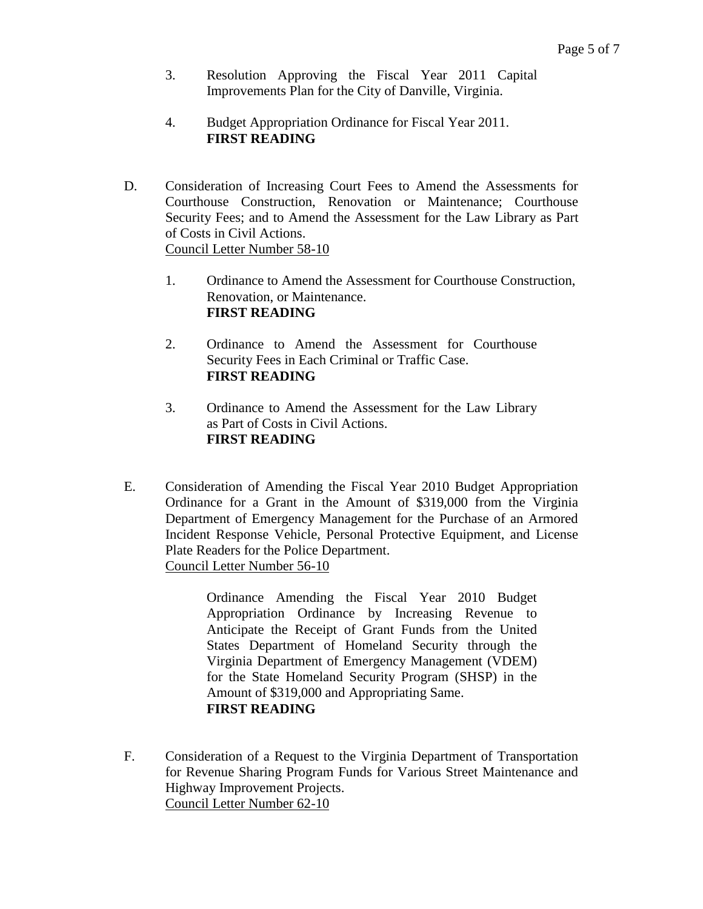3. Resolution Approving the Fiscal Year 2011 Capital Improvements Plan for the City of Danville, Virginia.

4. Budget Appropriation Ordinance for Fiscal Year 2011.
   **FIRST READING**

D. Consideration of Increasing Court Fees to Amend the Assessments for Courthouse Construction, Renovation or Maintenance; Courthouse Security Fees; and to Amend the Assessment for the Law Library as Part of Costs in Civil Actions.
   Council Letter Number 58-10

   1. Ordinance to Amend the Assessment for Courthouse Construction, Renovation, or Maintenance.
      **FIRST READING**

   2. Ordinance to Amend the Assessment for Courthouse Security Fees in Each Criminal or Traffic Case.
      **FIRST READING**

   3. Ordinance to Amend the Assessment for the Law Library as Part of Costs in Civil Actions.
      **FIRST READING**

E. Consideration of Amending the Fiscal Year 2010 Budget Appropriation Ordinance for a Grant in the Amount of $319,000 from the Virginia Department of Emergency Management for the Purchase of an Armored Incident Response Vehicle, Personal Protective Equipment, and License Plate Readers for the Police Department.
   Council Letter Number 56-10

   Ordinance Amending the Fiscal Year 2010 Budget Appropriation Ordinance by Increasing Revenue to Anticipate the Receipt of Grant Funds from the United States Department of Homeland Security through the Virginia Department of Emergency Management (VDEM) for the State Homeland Security Program (SHSP) in the Amount of $319,000 and Appropriating Same.
   **FIRST READING**

F. Consideration of a Request to the Virginia Department of Transportation for Revenue Sharing Program Funds for Various Street Maintenance and Highway Improvement Projects.
   Council Letter Number 62-10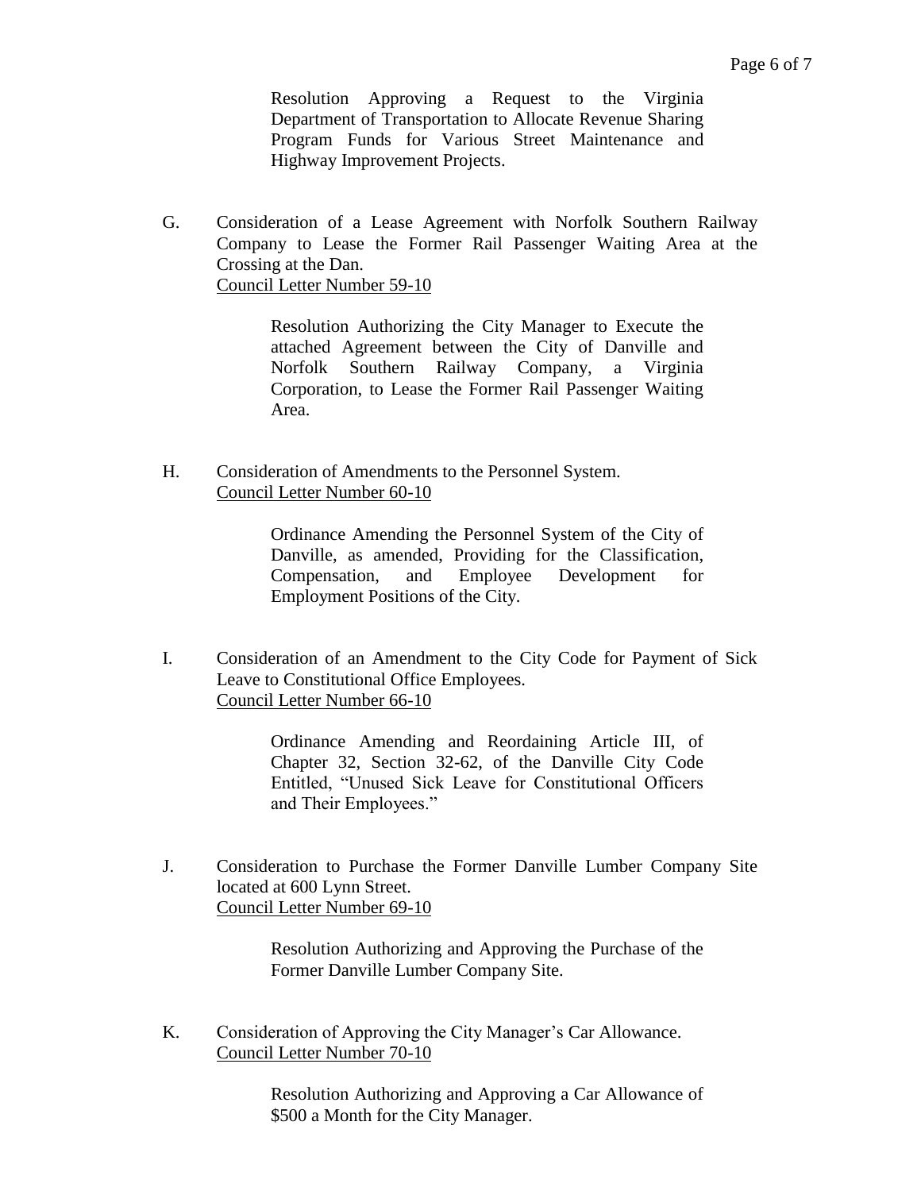Resolution Approving a Request to the Virginia Department of Transportation to Allocate Revenue Sharing Program Funds for Various Street Maintenance and Highway Improvement Projects.

G. Consideration of a Lease Agreement with Norfolk Southern Railway Company to Lease the Former Rail Passenger Waiting Area at the Crossing at the Dan.
Council Letter Number 59-10

Resolution Authorizing the City Manager to Execute the attached Agreement between the City of Danville and Norfolk Southern Railway Company, a Virginia Corporation, to Lease the Former Rail Passenger Waiting Area.

H. Consideration of Amendments to the Personnel System.
Council Letter Number 60-10

Ordinance Amending the Personnel System of the City of Danville, as amended, Providing for the Classification, Compensation, and Employee Development for Employment Positions of the City.

I. Consideration of an Amendment to the City Code for Payment of Sick Leave to Constitutional Office Employees.
Council Letter Number 66-10

Ordinance Amending and Reordaining Article III, of Chapter 32, Section 32-62, of the Danville City Code Entitled, "Unused Sick Leave for Constitutional Officers and Their Employees."

J. Consideration to Purchase the Former Danville Lumber Company Site located at 600 Lynn Street.
Council Letter Number 69-10

Resolution Authorizing and Approving the Purchase of the Former Danville Lumber Company Site.

K. Consideration of Approving the City Manager's Car Allowance.
Council Letter Number 70-10

Resolution Authorizing and Approving a Car Allowance of $500 a Month for the City Manager.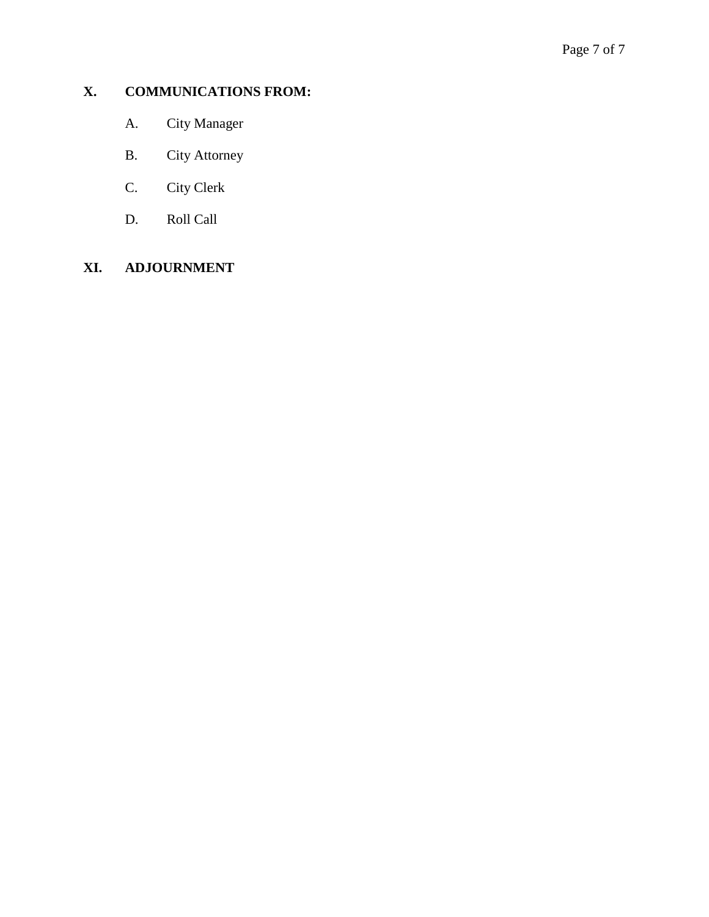## X. COMMUNICATIONS FROM:

A. City Manager

B. City Attorney

C. City Clerk

D. Roll Call

## XI. ADJOURNMENT